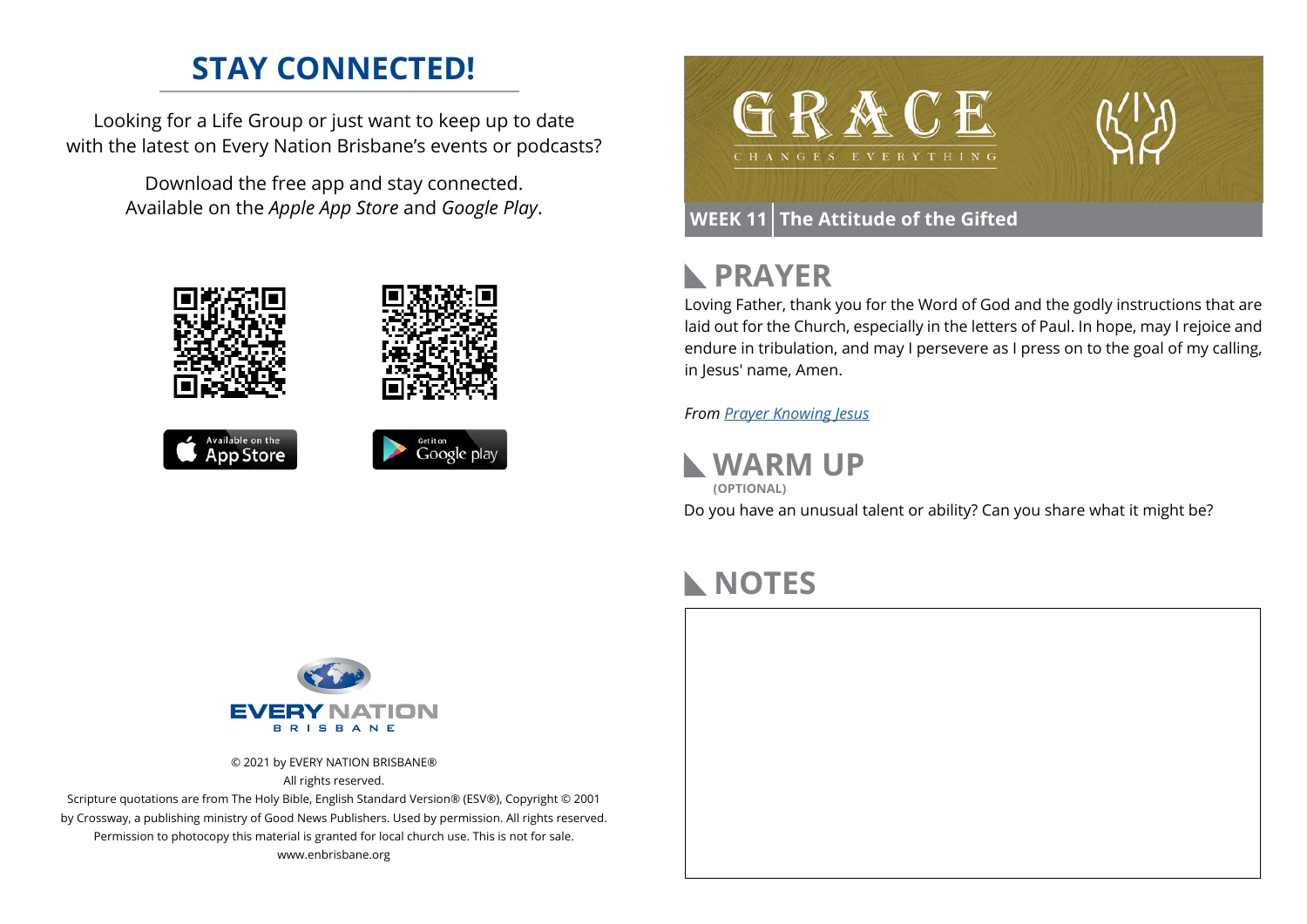## STAY CONNECTED!

Looking for a Life Group or just want to keep up to date with the latest on Every Nation Brisbane's events or podcasts?

Download the free app and stay connected. Available on the *Apple App Store* and *Google Play*.

© 2021 by EVERY NATION BRISBANE®
All rights reserved.
Scripture quotations are from The Holy Bible, English Standard Version® (ESV®), Copyright © 2001 by Crossway, a publishing ministry of Good News Publishers. Used by permission. All rights reserved.
Permission to photocopy this material is granted for local church use. This is not for sale.
www.enbrisbane.org

# GRACE CHANGES EVERYTHING

**WEEK 11 | The Attitude of the Gifted**

## PRAYER

Loving Father, thank you for the Word of God and the godly instructions that are laid out for the Church, especially in the letters of Paul. In hope, may I rejoice and endure in tribulation, and may I persevere as I press on to the goal of my calling, in Jesus' name, Amen.

*From Prayer Knowing Jesus*

## WARM UP

**(OPTIONAL)**

Do you have an unusual talent or ability? Can you share what it might be?

## NOTES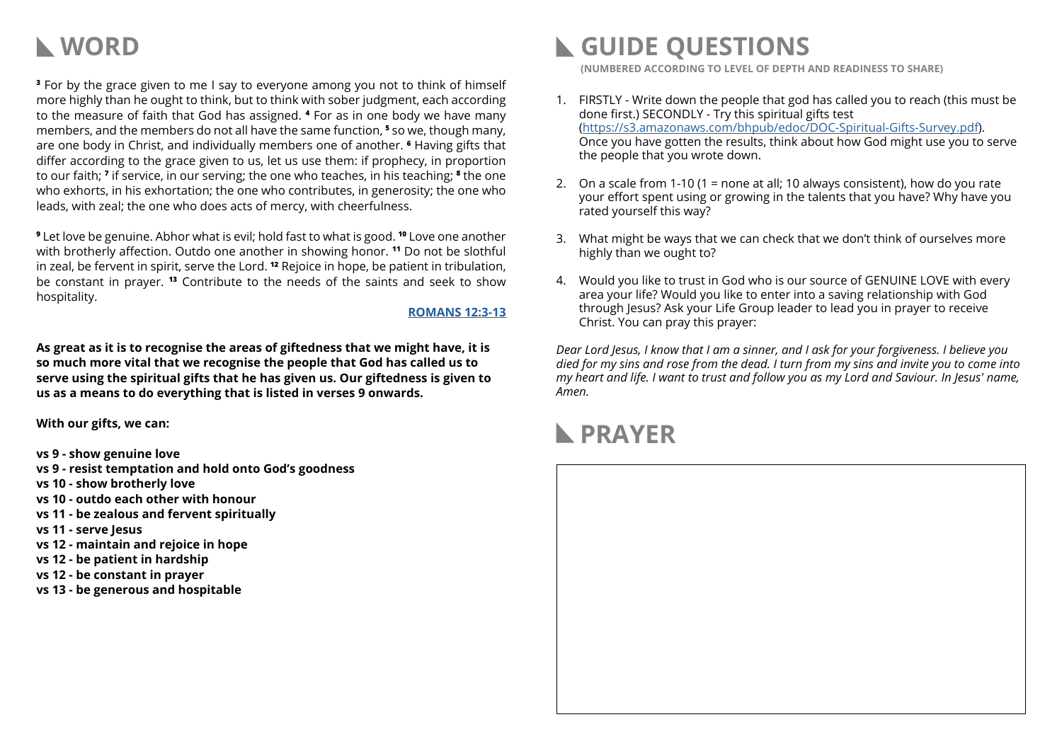## WORD

[3] For by the grace given to me I say to everyone among you not to think of himself more highly than he ought to think, but to think with sober judgment, each according to the measure of faith that God has assigned. [4] For as in one body we have many members, and the members do not all have the same function, [5] so we, though many, are one body in Christ, and individually members one of another. [6] Having gifts that differ according to the grace given to us, let us use them: if prophecy, in proportion to our faith; [7] if service, in our serving; the one who teaches, in his teaching; [8] the one who exhorts, in his exhortation; the one who contributes, in generosity; the one who leads, with zeal; the one who does acts of mercy, with cheerfulness.

[9] Let love be genuine. Abhor what is evil; hold fast to what is good. [10] Love one another with brotherly affection. Outdo one another in showing honor. [11] Do not be slothful in zeal, be fervent in spirit, serve the Lord. [12] Rejoice in hope, be patient in tribulation, be constant in prayer. [13] Contribute to the needs of the saints and seek to show hospitality.

**ROMANS 12:3-13**

**As great as it is to recognise the areas of giftedness that we might have, it is so much more vital that we recognise the people that God has called us to serve using the spiritual gifts that he has given us. Our giftedness is given to us as a means to do everything that is listed in verses 9 onwards.**

**With our gifts, we can:**

**vs 9 - show genuine love**
**vs 9 - resist temptation and hold onto God's goodness**
**vs 10 - show brotherly love**
**vs 10 - outdo each other with honour**
**vs 11 - be zealous and fervent spiritually**
**vs 11 - serve Jesus**
**vs 12 - maintain and rejoice in hope**
**vs 12 - be patient in hardship**
**vs 12 - be constant in prayer**
**vs 13 - be generous and hospitable**

## GUIDE QUESTIONS

**(NUMBERED ACCORDING TO LEVEL OF DEPTH AND READINESS TO SHARE)**

1. FIRSTLY - Write down the people that god has called you to reach (this must be done first.) SECONDLY - Try this spiritual gifts test (https://s3.amazonaws.com/bhpub/edoc/DOC-Spiritual-Gifts-Survey.pdf). Once you have gotten the results, think about how God might use you to serve the people that you wrote down.
2. On a scale from 1-10 (1 = none at all; 10 always consistent), how do you rate your effort spent using or growing in the talents that you have? Why have you rated yourself this way?
3. What might be ways that we can check that we don't think of ourselves more highly than we ought to?
4. Would you like to trust in God who is our source of GENUINE LOVE with every area your life? Would you like to enter into a saving relationship with God through Jesus? Ask your Life Group leader to lead you in prayer to receive Christ. You can pray this prayer:

*Dear Lord Jesus, I know that I am a sinner, and I ask for your forgiveness. I believe you died for my sins and rose from the dead. I turn from my sins and invite you to come into my heart and life. I want to trust and follow you as my Lord and Saviour. In Jesus' name, Amen.*

## PRAYER